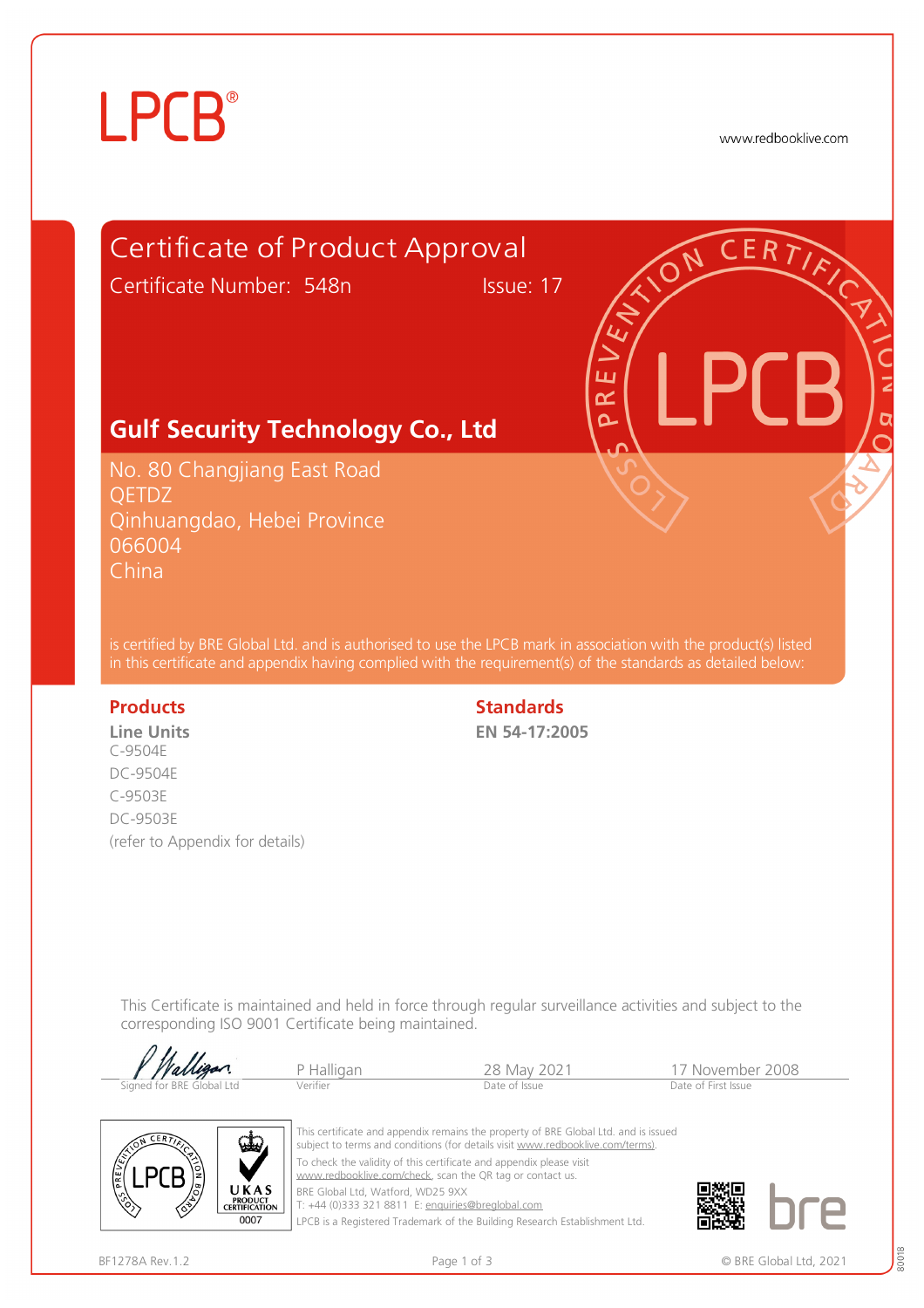LPCB®

www.redbooklive.com

# Certificate of Product Approval

Certificate Number: 548n Issue: 17

## Gulf Security Technology Co., Ltd

No. 80 Changjiang East Road
QETDZ
Qinhuangdao, Hebei Province
066004
China

is certified by BRE Global Ltd. and is authorised to use the LPCB mark in association with the product(s) listed in this certificate and appendix having complied with the requirement(s) of the standards as detailed below:

| Products | Standards |
|---|---|
| **Line Units**<br>C-9504E<br>DC-9504E<br>C-9503E<br>DC-9503E<br>(refer to Appendix for details) | **EN 54-17:2005** |

This Certificate is maintained and held in force through regular surveillance activities and subject to the corresponding ISO 9001 Certificate being maintained.

| Signed for BRE Global Ltd | Verifier | Date of Issue | Date of First Issue |
|---|---|---|---|
| *(signature)* | P Halligan | 28 May 2021 | 17 November 2008 |

This certificate and appendix remains the property of BRE Global Ltd. and is issued subject to terms and conditions (for details visit www.redbooklive.com/terms).
To check the validity of this certificate and appendix please visit www.redbooklive.com/check, scan the QR tag or contact us.
BRE Global Ltd, Watford, WD25 9XX
T: +44 (0)333 321 8811 E: enquiries@breglobal.com
LPCB is a Registered Trademark of the Building Research Establishment Ltd.

UKAS PRODUCT CERTIFICATION 0007

BF1278A Rev.1.2

© BRE Global Ltd, 2021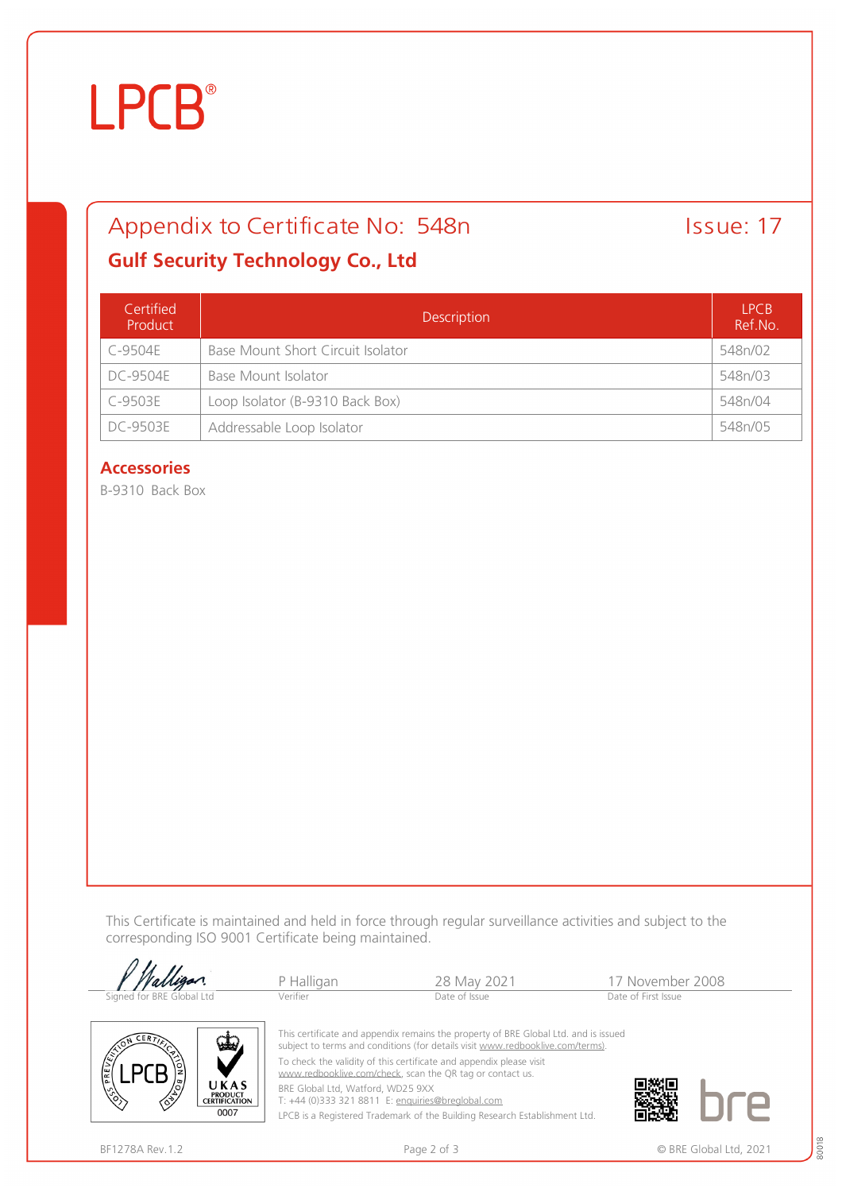# LPCB®

## Appendix to Certificate No: 548n — Issue: 17

### Gulf Security Technology Co., Ltd

| Certified Product | Description | LPCB Ref.No. |
|---|---|---|
| C-9504E | Base Mount Short Circuit Isolator | 548n/02 |
| DC-9504E | Base Mount Isolator | 548n/03 |
| C-9503E | Loop Isolator (B-9310 Back Box) | 548n/04 |
| DC-9503E | Addressable Loop Isolator | 548n/05 |

### Accessories

B-9310 Back Box

This Certificate is maintained and held in force through regular surveillance activities and subject to the corresponding ISO 9001 Certificate being maintained.

| Signed for BRE Global Ltd | P Halligan | 28 May 2021 | 17 November 2008 |
|---|---|---|---|
| | Verifier | Date of Issue | Date of First Issue |

This certificate and appendix remains the property of BRE Global Ltd. and is issued subject to terms and conditions (for details visit www.redbooklive.com/terms).

To check the validity of this certificate and appendix please visit www.redbooklive.com/check, scan the QR tag or contact us.

BRE Global Ltd, Watford, WD25 9XX
T: +44 (0)333 321 8811 E: enquiries@breglobal.com

LPCB is a Registered Trademark of the Building Research Establishment Ltd.

UKAS PRODUCT CERTIFICATION 0007

BF1278A Rev.1.2

© BRE Global Ltd, 2021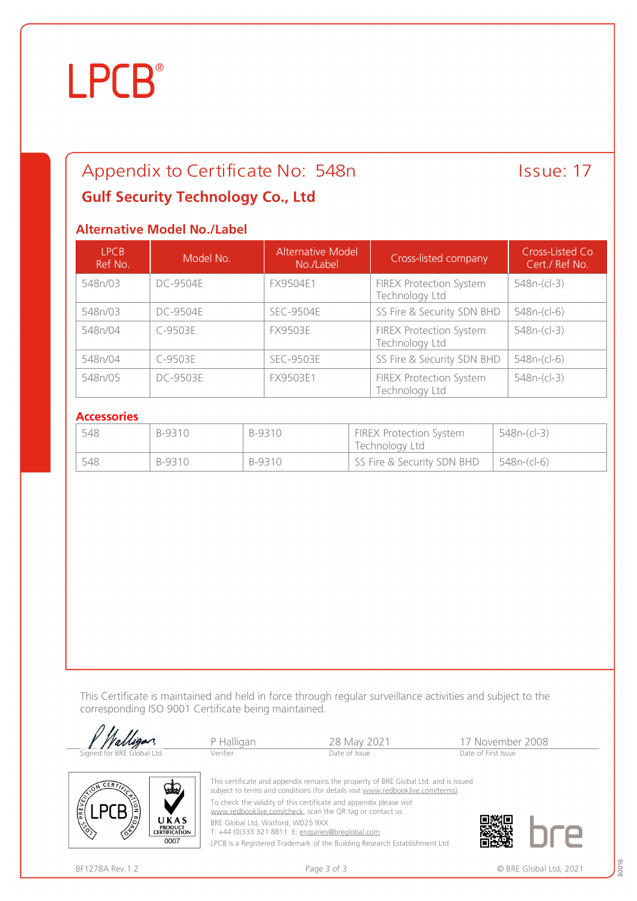# LPCB®

## Appendix to Certificate No: 548n

Issue: 17

### Gulf Security Technology Co., Ltd

### Alternative Model No./Label

| LPCB Ref No. | Model No. | Alternative Model No./Label | Cross-listed company | Cross-Listed Co Cert./ Ref No. |
|---|---|---|---|---|
| 548n/03 | DC-9504E | FX9504E1 | FIREX Protection System Technology Ltd | 548n-(cl-3) |
| 548n/03 | DC-9504E | SEC-9504E | SS Fire & Security SDN BHD | 548n-(cl-6) |
| 548n/04 | C-9503E | FX9503E | FIREX Protection System Technology Ltd | 548n-(cl-3) |
| 548n/04 | C-9503E | SEC-9503E | SS Fire & Security SDN BHD | 548n-(cl-6) |
| 548n/05 | DC-9503E | FX9503E1 | FIREX Protection System Technology Ltd | 548n-(cl-3) |

### Accessories

| | | | | |
|---|---|---|---|---|
| 548 | B-9310 | B-9310 | FIREX Protection System Technology Ltd | 548n-(cl-3) |
| 548 | B-9310 | B-9310 | SS Fire & Security SDN BHD | 548n-(cl-6) |

This Certificate is maintained and held in force through regular surveillance activities and subject to the corresponding ISO 9001 Certificate being maintained.

| Signed for BRE Global Ltd | P Halligan | 28 May 2021 | 17 November 2008 |
|---|---|---|---|
| | Verifier | Date of Issue | Date of First Issue |

This certificate and appendix remains the property of BRE Global Ltd. and is issued subject to terms and conditions (for details visit www.redbooklive.com/terms).

To check the validity of this certificate and appendix please visit www.redbooklive.com/check, scan the QR tag or contact us.

BRE Global Ltd, Watford, WD25 9XX

T: +44 (0)333 321 8811 E: enquiries@breglobal.com

LPCB is a Registered Trademark of the Building Research Establishment Ltd.

UKAS PRODUCT CERTIFICATION 0007

BF1278A Rev.1.2

© BRE Global Ltd, 2021